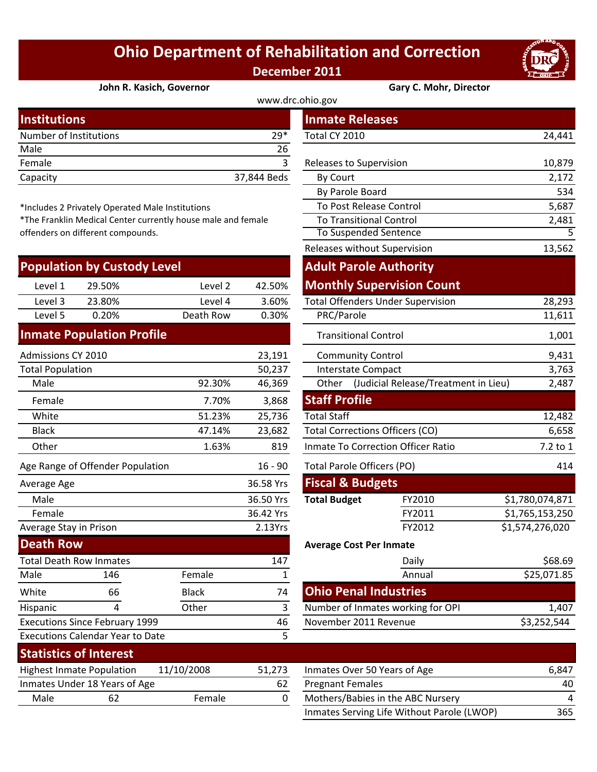# Ohio Department of Rehabilitation and Correction

**December 2011**

**John R. Kasich, Governor** **Gary C. Mohr, Director**

www.drc.ohio.gov

## Institutions

| | |
|---|---|
| Number of Institutions | 29* |
| Male | 26 |
| Female | 3 |
| Capacity | 37,844 Beds |

*Includes 2 Privately Operated Male Institutions

*The Franklin Medical Center currently house male and female offenders on different compounds.

## Population by Custody Level

| | | | |
|---|---|---|---|
| Level 1 | 29.50% | Level 2 | 42.50% |
| Level 3 | 23.80% | Level 4 | 3.60% |
| Level 5 | 0.20% | Death Row | 0.30% |

## Inmate Population Profile

| | | |
|---|---|---|
| Admissions CY 2010 | | 23,191 |
| Total Population | | 50,237 |
| Male | 92.30% | 46,369 |
| Female | 7.70% | 3,868 |
| White | 51.23% | 25,736 |
| Black | 47.14% | 23,682 |
| Other | 1.63% | 819 |
| Age Range of Offender Population | | 16 - 90 |
| Average Age | | 36.58 Yrs |
| Male | | 36.50 Yrs |
| Female | | 36.42 Yrs |
| Average Stay in Prison | | 2.13Yrs |

## Death Row

| | | | |
|---|---|---|---|
| Total Death Row Inmates | | | 147 |
| Male | 146 | Female | 1 |
| White | 66 | Black | 74 |
| Hispanic | 4 | Other | 3 |
| Executions Since February 1999 | | | 46 |
| Executions Calendar Year to Date | | | 5 |

## Inmate Releases

| | |
|---|---|
| Total CY 2010 | 24,441 |
| Releases to Supervision | 10,879 |
| By Court | 2,172 |
| By Parole Board | 534 |
| To Post Release Control | 5,687 |
| To Transitional Control | 2,481 |
| To Suspended Sentence | 5 |
| Releases without Supervision | 13,562 |

## Adult Parole Authority

## Monthly Supervision Count

| | |
|---|---|
| Total Offenders Under Supervision | 28,293 |
| PRC/Parole | 11,611 |
| Transitional Control | 1,001 |
| Community Control | 9,431 |
| Interstate Compact | 3,763 |
| Other (Judicial Release/Treatment in Lieu) | 2,487 |

## Staff Profile

| | |
|---|---|
| Total Staff | 12,482 |
| Total Corrections Officers (CO) | 6,658 |
| Inmate To Correction Officer Ratio | 7.2 to 1 |
| Total Parole Officers (PO) | 414 |

## Fiscal & Budgets

| | | |
|---|---|---|
| **Total Budget** | FY2010 | $1,780,074,871 |
| | FY2011 | $1,765,153,250 |
| | FY2012 | $1,574,276,020 |

**Average Cost Per Inmate**

| | |
|---|---|
| Daily | $68.69 |
| Annual | $25,071.85 |

## Ohio Penal Industries

| | |
|---|---|
| Number of Inmates working for OPI | 1,407 |
| November 2011 Revenue | $3,252,544 |

## Statistics of Interest

| | | | |
|---|---|---|---|
| Highest Inmate Population | 11/10/2008 | | 51,273 |
| Inmates Under 18 Years of Age | | | 62 |
| Male | 62 | Female | 0 |

| | |
|---|---|
| Inmates Over 50 Years of Age | 6,847 |
| Pregnant Females | 40 |
| Mothers/Babies in the ABC Nursery | 4 |
| Inmates Serving Life Without Parole (LWOP) | 365 |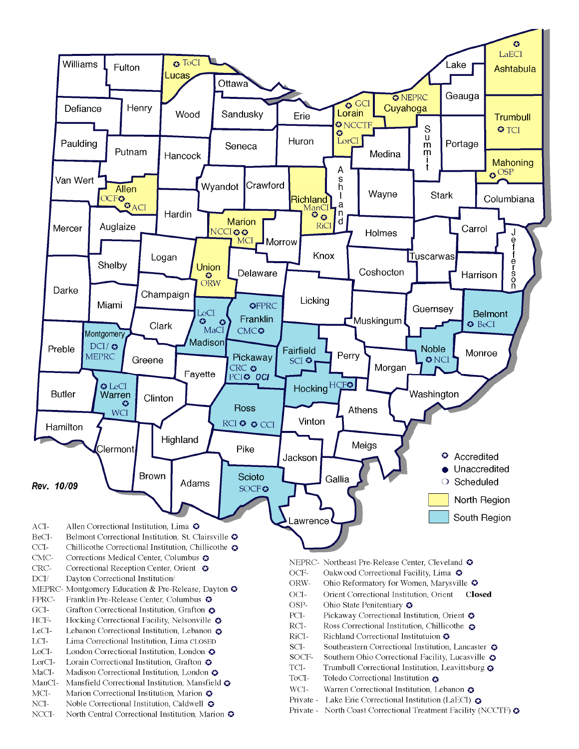Rev. 10/09

✪ Accredited
● Unaccredited
❍ Scheduled

North Region
South Region

- ACI- Allen Correctional Institution, Lima ✪
- BeCI- Belmont Correctional Institution, St. Clairsville ✪
- CCI- Chillicothe Correctional Institution, Chillicothe ✪
- CMC- Corrections Medical Center, Columbus ✪
- CRC- Correctional Reception Center, Orient ✪
- DCI/ Dayton Correctional Institution/
- MEPRC- Montgomery Education & Pre-Release, Dayton ✪
- FPRC- Franklin Pre-Release Center, Columbus ✪
- GCI- Grafton Correctional Institution, Grafton ✪
- HCF- Hocking Correctional Facility, Nelsonville ✪
- LeCI- Lebanon Correctional Institution, Lebanon ✪
- LCI- Lima Correctional Institution, Lima CLOSED
- LoCI- London Correctional Institution, London ✪
- LorCI- Lorain Correctional Institution, Grafton ✪
- MaCI- Madison Correctional Institution, London ✪
- ManCI- Mansfield Correctional Institution, Mansfield ✪
- MCI- Marion Correctional Institution, Marion ✪
- NCI- Noble Correctional Institution, Caldwell ✪
- NCCI- North Central Correctional Institution, Marion ✪
- NEPRC- Northeast Pre-Release Center, Cleveland ✪
- OCF- Oakwood Correctional Facility, Lima ✪
- ORW- Ohio Reformatory for Women, Marysville ✪
- OCI- Orient Correctional Institution, Orient **Closed**
- OSP- Ohio State Penitentiary ✪
- PCI- Pickaway Correctional Institution, Orient ✪
- RCI- Ross Correctional Institution, Chillicothe ✪
- RiCI- Richland Correctional Instituttuion ✪
- SCI- Southeastern Correctional Institution, Lancaster ✪
- SOCF- Southern Ohio Correctional Facility, Lucasville ✪
- TCI- Trumbull Correctional Institution, Leavittsburg ✪
- ToCI- Toledo Correctional Institution ✪
- WCI- Warren Correctional Institution, Lebanon ✪
- Private - Lake Erie Correctional Institution (LaECI) ✪
- Private - North Coast Correctional Treatment Facility (NCCTF) ✪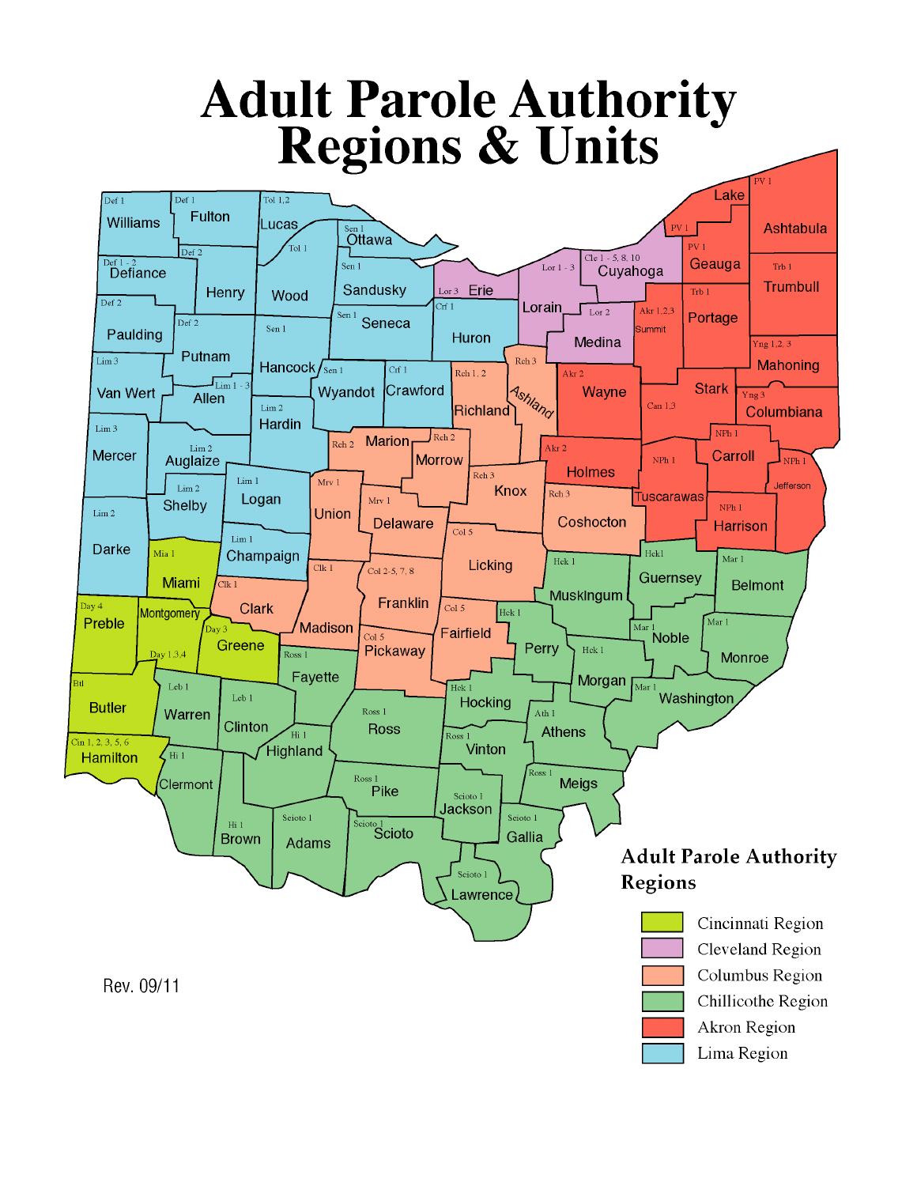# Adult Parole Authority Regions & Units

Def 1
Williams

Def 1
Fulton

Tol 1,2
Lucas

Sen 1
Ottawa

Tol 1
Wood

Def 1 - 2
Defiance

Def 2
Henry

Sen 1
Sandusky

Lor 3
Erie

Lor 1 - 3
Lorain

Cle 1 - 5, 8, 10
Cuyahoga

PV 1
Lake

PV 1
Ashtabula

PV 1
Geauga

Trb 1
Trumbull

Def 2
Paulding

Def 2
Putnam

Sen 1
Hancock

Sen 1
Seneca

Crf 1
Huron

Lor 2
Medina

Akr 1,2,3
Summit

Trb 1
Portage

Yng 1,2, 3
Mahoning

Lim 3
Van Wert

Lim 1 - 3
Allen

Sen 1
Wyandot

Crf 1
Crawford

Rch 1, 2
Richland

Rch 3
Ashland

Akr 2
Wayne

Can 1,3
Stark

Yng 3
Columbiana

Lim 3
Mercer

Lim 2
Auglaize

Lim 2
Hardin

Rch 2
Marion

Rch 2
Morrow

Rch 3
Knox

Akr 2
Holmes

NPh 1
Tuscarawas

NPh 1
Carroll

NPh 1
Jefferson

Lim 2
Shelby

Lim 1
Logan

Mrv 1
Union

Mrv 1
Delaware

Rch 3
Coshocton

NPh 1
Harrison

Lim 2
Darke

Mia 1
Miami

Lim 1
Champaign

Col 5
Licking

Hck 1
Muskingum

Hck1
Guernsey

Mar 1
Belmont

Clk 1
Clark

Clk 1
Madison

Col 2-5, 7, 8
Franklin

Day 4
Preble

Montgomery

Day 3
Greene

Day 1,3,4

Col 5
Fairfield

Hck 1
Perry

Mar 1
Noble

Mar 1
Monroe

Ross 1
Fayette

Col 5
Pickaway

Hck 1
Morgan

Mar 1
Washington

Btl
Butler

Leb 1
Warren

Leb 1
Clinton

Hck 1
Hocking

Ath 1
Athens

Cin 1, 2, 3, 5, 6
Hamilton

Hi 1
Clermont

Hi 1
Highland

Ross 1
Ross

Ross 1
Vinton

Ross 1
Pike

Ross 1
Meigs

Hi 1
Brown

Scioto 1
Adams

Scioto 1
Scioto

Scioto 1
Jackson

Scioto 1
Gallia

Scioto 1
Lawrence

## Adult Parole Authority Regions

- Cincinnati Region
- Cleveland Region
- Columbus Region
- Chillicothe Region
- Akron Region
- Lima Region

Rev. 09/11